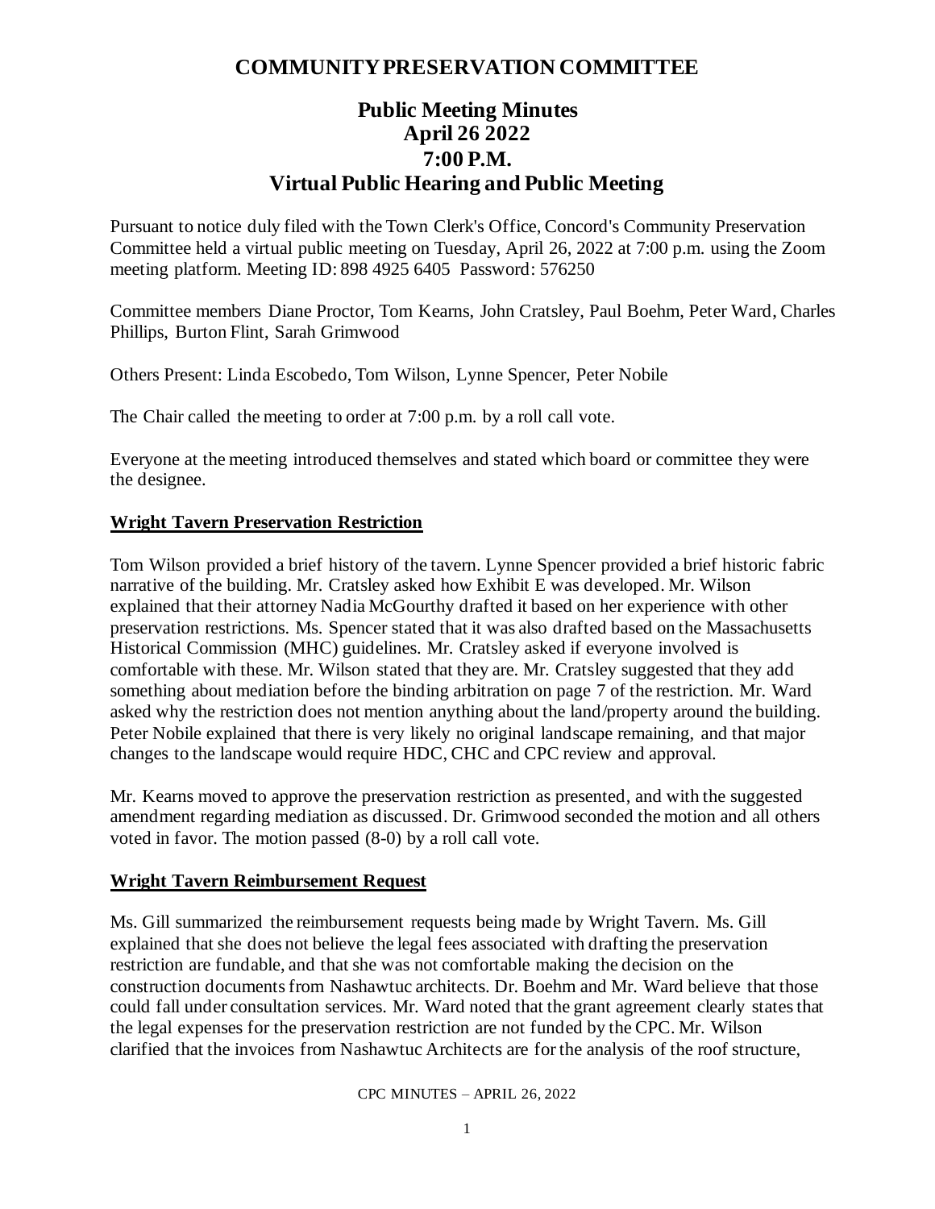# COMMUNITY PRESERVATION COMMITTEE

## Public Meeting Minutes
## April 26 2022
## 7:00 P.M.
## Virtual Public Hearing and Public Meeting

Pursuant to notice duly filed with the Town Clerk's Office, Concord's Community Preservation Committee held a virtual public meeting on Tuesday, April 26, 2022 at 7:00 p.m. using the Zoom meeting platform. Meeting ID: 898 4925 6405 Password: 576250

Committee members Diane Proctor, Tom Kearns, John Cratsley, Paul Boehm, Peter Ward, Charles Phillips, Burton Flint, Sarah Grimwood

Others Present: Linda Escobedo, Tom Wilson, Lynne Spencer, Peter Nobile

The Chair called the meeting to order at 7:00 p.m. by a roll call vote.

Everyone at the meeting introduced themselves and stated which board or committee they were the designee.

**Wright Tavern Preservation Restriction**

Tom Wilson provided a brief history of the tavern. Lynne Spencer provided a brief historic fabric narrative of the building. Mr. Cratsley asked how Exhibit E was developed. Mr. Wilson explained that their attorney Nadia McGourthy drafted it based on her experience with other preservation restrictions. Ms. Spencer stated that it was also drafted based on the Massachusetts Historical Commission (MHC) guidelines. Mr. Cratsley asked if everyone involved is comfortable with these. Mr. Wilson stated that they are. Mr. Cratsley suggested that they add something about mediation before the binding arbitration on page 7 of the restriction. Mr. Ward asked why the restriction does not mention anything about the land/property around the building. Peter Nobile explained that there is very likely no original landscape remaining, and that major changes to the landscape would require HDC, CHC and CPC review and approval.

Mr. Kearns moved to approve the preservation restriction as presented, and with the suggested amendment regarding mediation as discussed. Dr. Grimwood seconded the motion and all others voted in favor. The motion passed (8-0) by a roll call vote.

**Wright Tavern Reimbursement Request**

Ms. Gill summarized the reimbursement requests being made by Wright Tavern. Ms. Gill explained that she does not believe the legal fees associated with drafting the preservation restriction are fundable, and that she was not comfortable making the decision on the construction documents from Nashawtuc architects. Dr. Boehm and Mr. Ward believe that those could fall under consultation services. Mr. Ward noted that the grant agreement clearly states that the legal expenses for the preservation restriction are not funded by the CPC. Mr. Wilson clarified that the invoices from Nashawtuc Architects are for the analysis of the roof structure,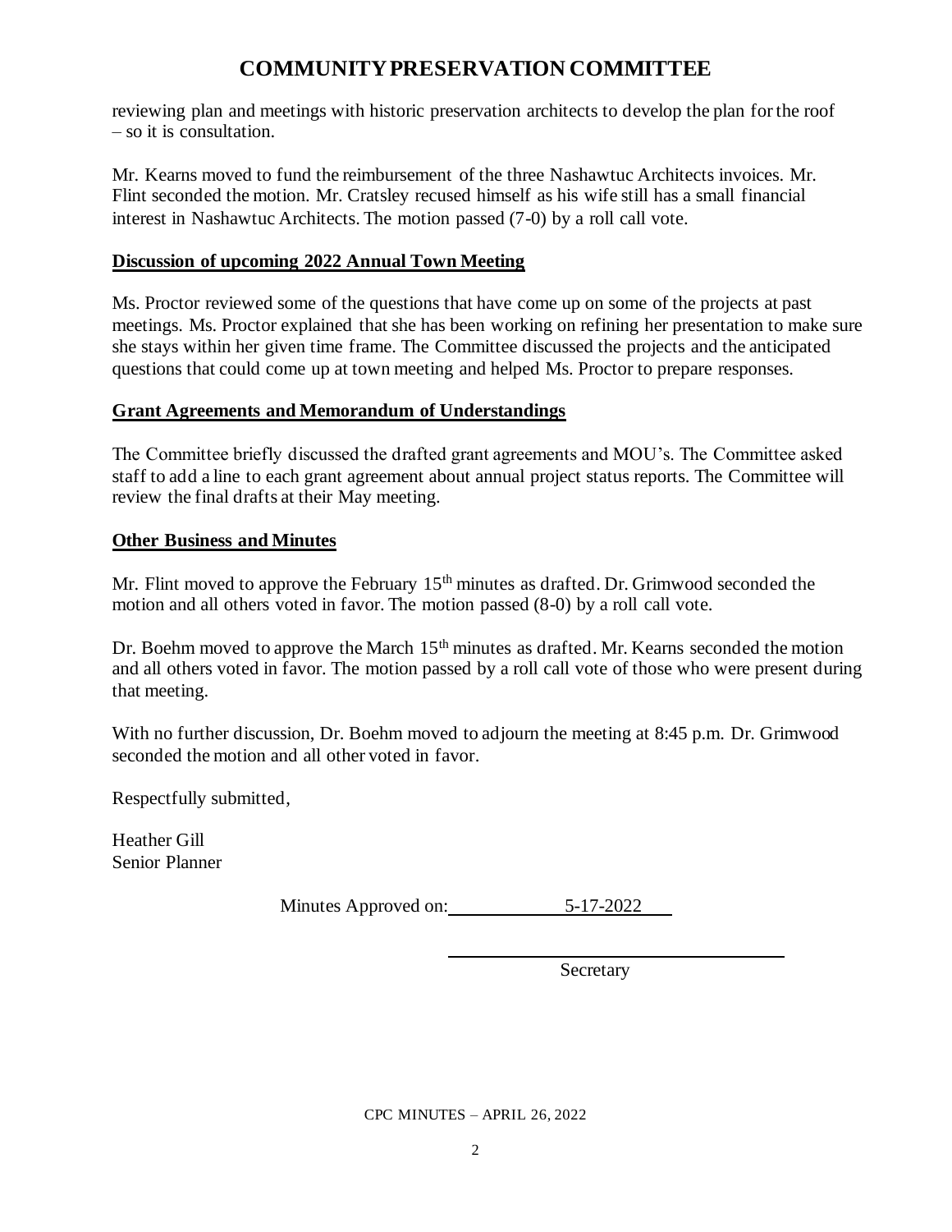reviewing plan and meetings with historic preservation architects to develop the plan for the roof – so it is consultation.

Mr. Kearns moved to fund the reimbursement of the three Nashawtuc Architects invoices. Mr. Flint seconded the motion. Mr. Cratsley recused himself as his wife still has a small financial interest in Nashawtuc Architects. The motion passed (7-0) by a roll call vote.

**Discussion of upcoming 2022 Annual Town Meeting**

Ms. Proctor reviewed some of the questions that have come up on some of the projects at past meetings. Ms. Proctor explained that she has been working on refining her presentation to make sure she stays within her given time frame. The Committee discussed the projects and the anticipated questions that could come up at town meeting and helped Ms. Proctor to prepare responses.

**Grant Agreements and Memorandum of Understandings**

The Committee briefly discussed the drafted grant agreements and MOU's. The Committee asked staff to add a line to each grant agreement about annual project status reports. The Committee will review the final drafts at their May meeting.

**Other Business and Minutes**

Mr. Flint moved to approve the February 15th minutes as drafted. Dr. Grimwood seconded the motion and all others voted in favor. The motion passed (8-0) by a roll call vote.

Dr. Boehm moved to approve the March 15th minutes as drafted. Mr. Kearns seconded the motion and all others voted in favor. The motion passed by a roll call vote of those who were present during that meeting.

With no further discussion, Dr. Boehm moved to adjourn the meeting at 8:45 p.m. Dr. Grimwood seconded the motion and all other voted in favor.

Respectfully submitted,

Heather Gill
Senior Planner

Minutes Approved on: 5-17-2022

Secretary